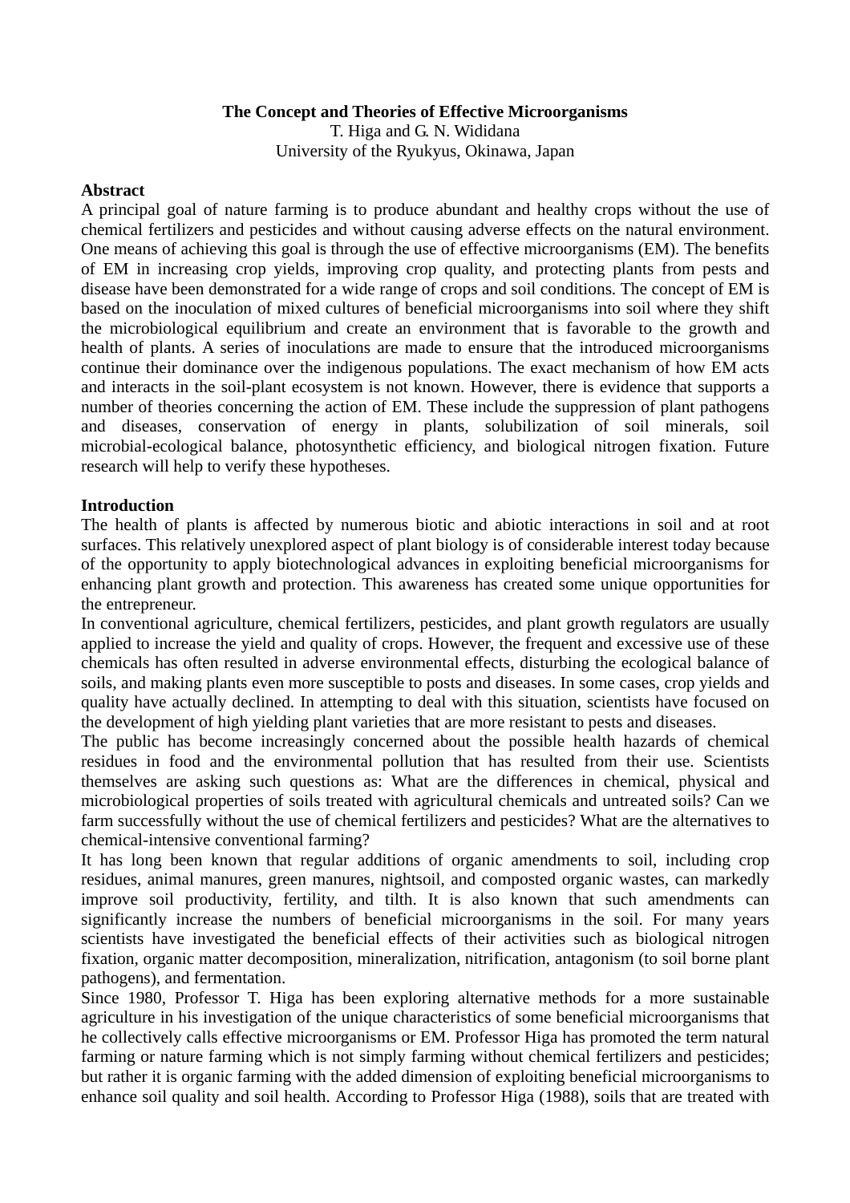# The Concept and Theories of Effective Microorganisms

T. Higa and G. N. Wididana

University of the Ryukyus, Okinawa, Japan

## Abstract

A principal goal of nature farming is to produce abundant and healthy crops without the use of chemical fertilizers and pesticides and without causing adverse effects on the natural environment. One means of achieving this goal is through the use of effective microorganisms (EM). The benefits of EM in increasing crop yields, improving crop quality, and protecting plants from pests and disease have been demonstrated for a wide range of crops and soil conditions. The concept of EM is based on the inoculation of mixed cultures of beneficial microorganisms into soil where they shift the microbiological equilibrium and create an environment that is favorable to the growth and health of plants. A series of inoculations are made to ensure that the introduced microorganisms continue their dominance over the indigenous populations. The exact mechanism of how EM acts and interacts in the soil-plant ecosystem is not known. However, there is evidence that supports a number of theories concerning the action of EM. These include the suppression of plant pathogens and diseases, conservation of energy in plants, solubilization of soil minerals, soil microbial-ecological balance, photosynthetic efficiency, and biological nitrogen fixation. Future research will help to verify these hypotheses.

## Introduction

The health of plants is affected by numerous biotic and abiotic interactions in soil and at root surfaces. This relatively unexplored aspect of plant biology is of considerable interest today because of the opportunity to apply biotechnological advances in exploiting beneficial microorganisms for enhancing plant growth and protection. This awareness has created some unique opportunities for the entrepreneur.

In conventional agriculture, chemical fertilizers, pesticides, and plant growth regulators are usually applied to increase the yield and quality of crops. However, the frequent and excessive use of these chemicals has often resulted in adverse environmental effects, disturbing the ecological balance of soils, and making plants even more susceptible to posts and diseases. In some cases, crop yields and quality have actually declined. In attempting to deal with this situation, scientists have focused on the development of high yielding plant varieties that are more resistant to pests and diseases.

The public has become increasingly concerned about the possible health hazards of chemical residues in food and the environmental pollution that has resulted from their use. Scientists themselves are asking such questions as: What are the differences in chemical, physical and microbiological properties of soils treated with agricultural chemicals and untreated soils? Can we farm successfully without the use of chemical fertilizers and pesticides? What are the alternatives to chemical-intensive conventional farming?

It has long been known that regular additions of organic amendments to soil, including crop residues, animal manures, green manures, nightsoil, and composted organic wastes, can markedly improve soil productivity, fertility, and tilth. It is also known that such amendments can significantly increase the numbers of beneficial microorganisms in the soil. For many years scientists have investigated the beneficial effects of their activities such as biological nitrogen fixation, organic matter decomposition, mineralization, nitrification, antagonism (to soil borne plant pathogens), and fermentation.

Since 1980, Professor T. Higa has been exploring alternative methods for a more sustainable agriculture in his investigation of the unique characteristics of some beneficial microorganisms that he collectively calls effective microorganisms or EM. Professor Higa has promoted the term natural farming or nature farming which is not simply farming without chemical fertilizers and pesticides; but rather it is organic farming with the added dimension of exploiting beneficial microorganisms to enhance soil quality and soil health. According to Professor Higa (1988), soils that are treated with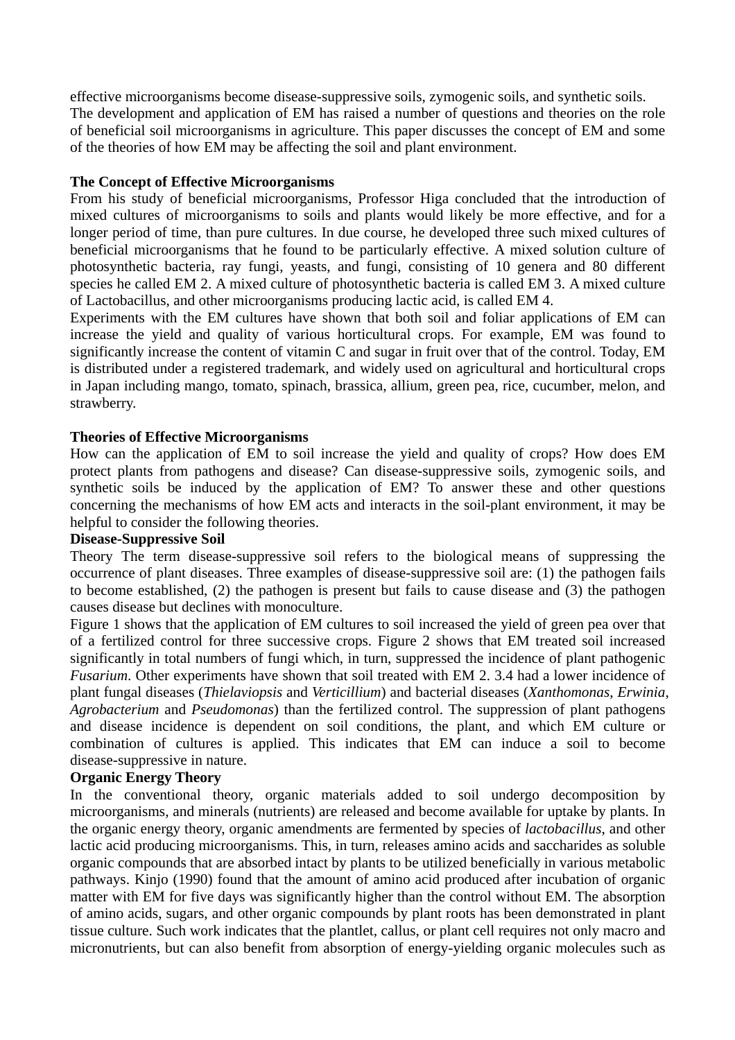effective microorganisms become disease-suppressive soils, zymogenic soils, and synthetic soils. The development and application of EM has raised a number of questions and theories on the role of beneficial soil microorganisms in agriculture. This paper discusses the concept of EM and some of the theories of how EM may be affecting the soil and plant environment.

**The Concept of Effective Microorganisms**

From his study of beneficial microorganisms, Professor Higa concluded that the introduction of mixed cultures of microorganisms to soils and plants would likely be more effective, and for a longer period of time, than pure cultures. In due course, he developed three such mixed cultures of beneficial microorganisms that he found to be particularly effective. A mixed solution culture of photosynthetic bacteria, ray fungi, yeasts, and fungi, consisting of 10 genera and 80 different species he called EM 2. A mixed culture of photosynthetic bacteria is called EM 3. A mixed culture of Lactobacillus, and other microorganisms producing lactic acid, is called EM 4.

Experiments with the EM cultures have shown that both soil and foliar applications of EM can increase the yield and quality of various horticultural crops. For example, EM was found to significantly increase the content of vitamin C and sugar in fruit over that of the control. Today, EM is distributed under a registered trademark, and widely used on agricultural and horticultural crops in Japan including mango, tomato, spinach, brassica, allium, green pea, rice, cucumber, melon, and strawberry.

**Theories of Effective Microorganisms**

How can the application of EM to soil increase the yield and quality of crops? How does EM protect plants from pathogens and disease? Can disease-suppressive soils, zymogenic soils, and synthetic soils be induced by the application of EM? To answer these and other questions concerning the mechanisms of how EM acts and interacts in the soil-plant environment, it may be helpful to consider the following theories.

**Disease-Suppressive Soil**

Theory The term disease-suppressive soil refers to the biological means of suppressing the occurrence of plant diseases. Three examples of disease-suppressive soil are: (1) the pathogen fails to become established, (2) the pathogen is present but fails to cause disease and (3) the pathogen causes disease but declines with monoculture.

Figure 1 shows that the application of EM cultures to soil increased the yield of green pea over that of a fertilized control for three successive crops. Figure 2 shows that EM treated soil increased significantly in total numbers of fungi which, in turn, suppressed the incidence of plant pathogenic *Fusarium*. Other experiments have shown that soil treated with EM 2. 3.4 had a lower incidence of plant fungal diseases (*Thielaviopsis* and *Verticillium*) and bacterial diseases (*Xanthomonas*, *Erwinia*, *Agrobacterium* and *Pseudomonas*) than the fertilized control. The suppression of plant pathogens and disease incidence is dependent on soil conditions, the plant, and which EM culture or combination of cultures is applied. This indicates that EM can induce a soil to become disease-suppressive in nature.

**Organic Energy Theory**

In the conventional theory, organic materials added to soil undergo decomposition by microorganisms, and minerals (nutrients) are released and become available for uptake by plants. In the organic energy theory, organic amendments are fermented by species of *lactobacillus*, and other lactic acid producing microorganisms. This, in turn, releases amino acids and saccharides as soluble organic compounds that are absorbed intact by plants to be utilized beneficially in various metabolic pathways. Kinjo (1990) found that the amount of amino acid produced after incubation of organic matter with EM for five days was significantly higher than the control without EM. The absorption of amino acids, sugars, and other organic compounds by plant roots has been demonstrated in plant tissue culture. Such work indicates that the plantlet, callus, or plant cell requires not only macro and micronutrients, but can also benefit from absorption of energy-yielding organic molecules such as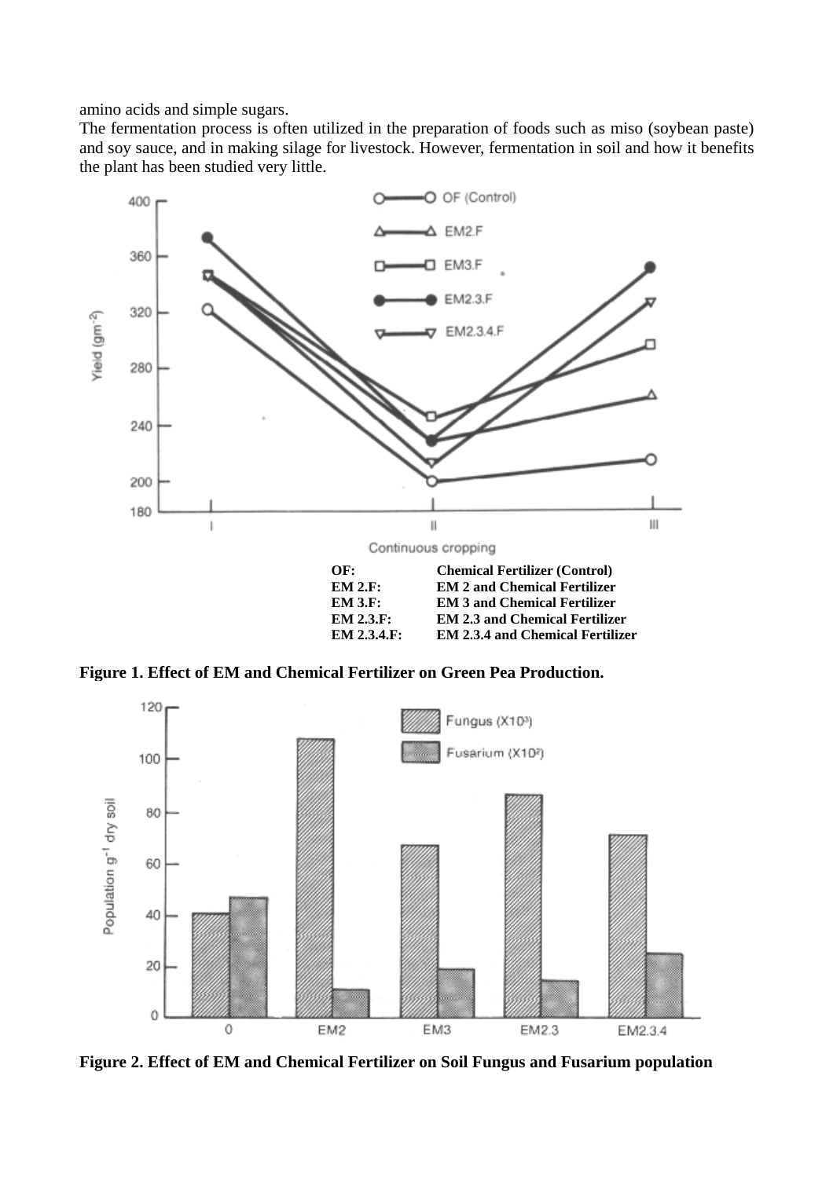amino acids and simple sugars.

The fermentation process is often utilized in the preparation of foods such as miso (soybean paste) and soy sauce, and in making silage for livestock. However, fermentation in soil and how it benefits the plant has been studied very little.

| | |
|---|---|
| **OF:** | **Chemical Fertilizer (Control)** |
| **EM 2.F:** | **EM 2 and Chemical Fertilizer** |
| **EM 3.F:** | **EM 3 and Chemical Fertilizer** |
| **EM 2.3.F:** | **EM 2.3 and Chemical Fertilizer** |
| **EM 2.3.4.F:** | **EM 2.3.4 and Chemical Fertilizer** |

**Figure 1. Effect of EM and Chemical Fertilizer on Green Pea Production.**

**Figure 2. Effect of EM and Chemical Fertilizer on Soil Fungus and Fusarium population**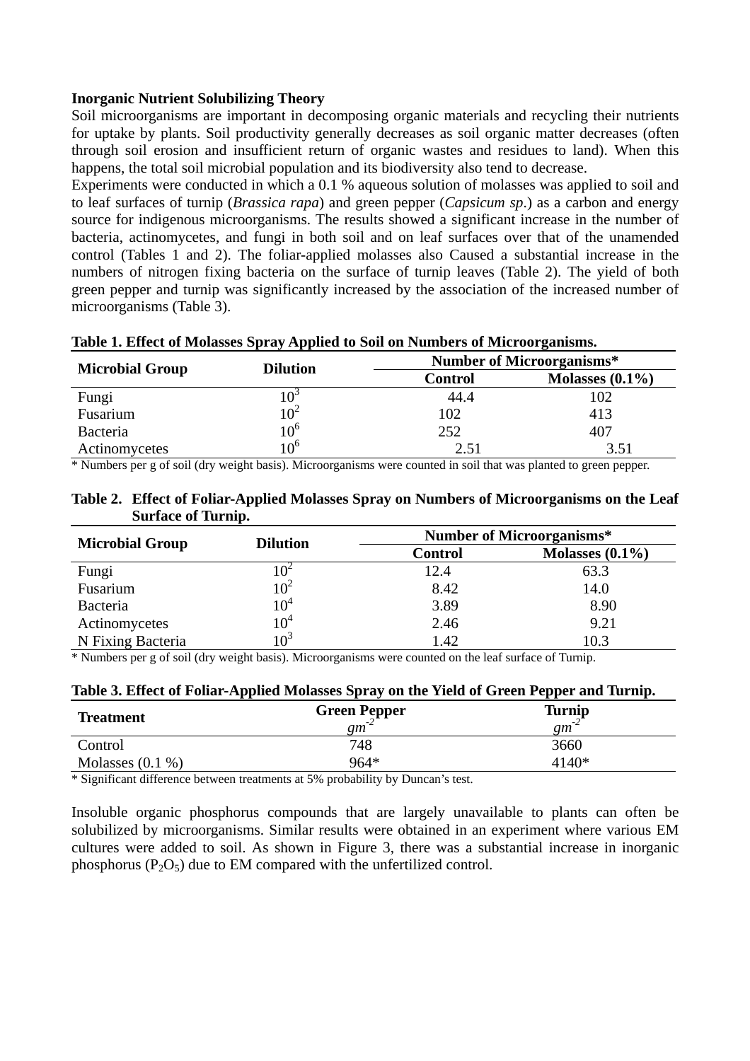**Inorganic Nutrient Solubilizing Theory**

Soil microorganisms are important in decomposing organic materials and recycling their nutrients for uptake by plants. Soil productivity generally decreases as soil organic matter decreases (often through soil erosion and insufficient return of organic wastes and residues to land). When this happens, the total soil microbial population and its biodiversity also tend to decrease.

Experiments were conducted in which a 0.1 % aqueous solution of molasses was applied to soil and to leaf surfaces of turnip (*Brassica rapa*) and green pepper (*Capsicum sp*.) as a carbon and energy source for indigenous microorganisms. The results showed a significant increase in the number of bacteria, actinomycetes, and fungi in both soil and on leaf surfaces over that of the unamended control (Tables 1 and 2). The foliar-applied molasses also Caused a substantial increase in the numbers of nitrogen fixing bacteria on the surface of turnip leaves (Table 2). The yield of both green pepper and turnip was significantly increased by the association of the increased number of microorganisms (Table 3).

**Table 1. Effect of Molasses Spray Applied to Soil on Numbers of Microorganisms.**

| Microbial Group | Dilution | Number of Microorganisms* | |
|---|---|---|---|
| | | Control | Molasses (0.1%) |
| Fungi | $10^3$ | 44.4 | 102 |
| Fusarium | $10^2$ | 102 | 413 |
| Bacteria | $10^6$ | 252 | 407 |
| Actinomycetes | $10^6$ | 2.51 | 3.51 |

\* Numbers per g of soil (dry weight basis). Microorganisms were counted in soil that was planted to green pepper.

**Table 2. Effect of Foliar-Applied Molasses Spray on Numbers of Microorganisms on the Leaf Surface of Turnip.**

| Microbial Group | Dilution | Number of Microorganisms* | |
|---|---|---|---|
| | | Control | Molasses (0.1%) |
| Fungi | $10^2$ | 12.4 | 63.3 |
| Fusarium | $10^2$ | 8.42 | 14.0 |
| Bacteria | $10^4$ | 3.89 | 8.90 |
| Actinomycetes | $10^4$ | 2.46 | 9.21 |
| N Fixing Bacteria | $10^3$ | 1.42 | 10.3 |

\* Numbers per g of soil (dry weight basis). Microorganisms were counted on the leaf surface of Turnip.

**Table 3. Effect of Foliar-Applied Molasses Spray on the Yield of Green Pepper and Turnip.**

| Treatment | Green Pepper $gm^{-2}$ | Turnip $gm^{-2}$ |
|---|---|---|
| Control | 748 | 3660 |
| Molasses (0.1 %) | 964* | 4140* |

\* Significant difference between treatments at 5% probability by Duncan's test.

Insoluble organic phosphorus compounds that are largely unavailable to plants can often be solubilized by microorganisms. Similar results were obtained in an experiment where various EM cultures were added to soil. As shown in Figure 3, there was a substantial increase in inorganic phosphorus ($P_2O_5$) due to EM compared with the unfertilized control.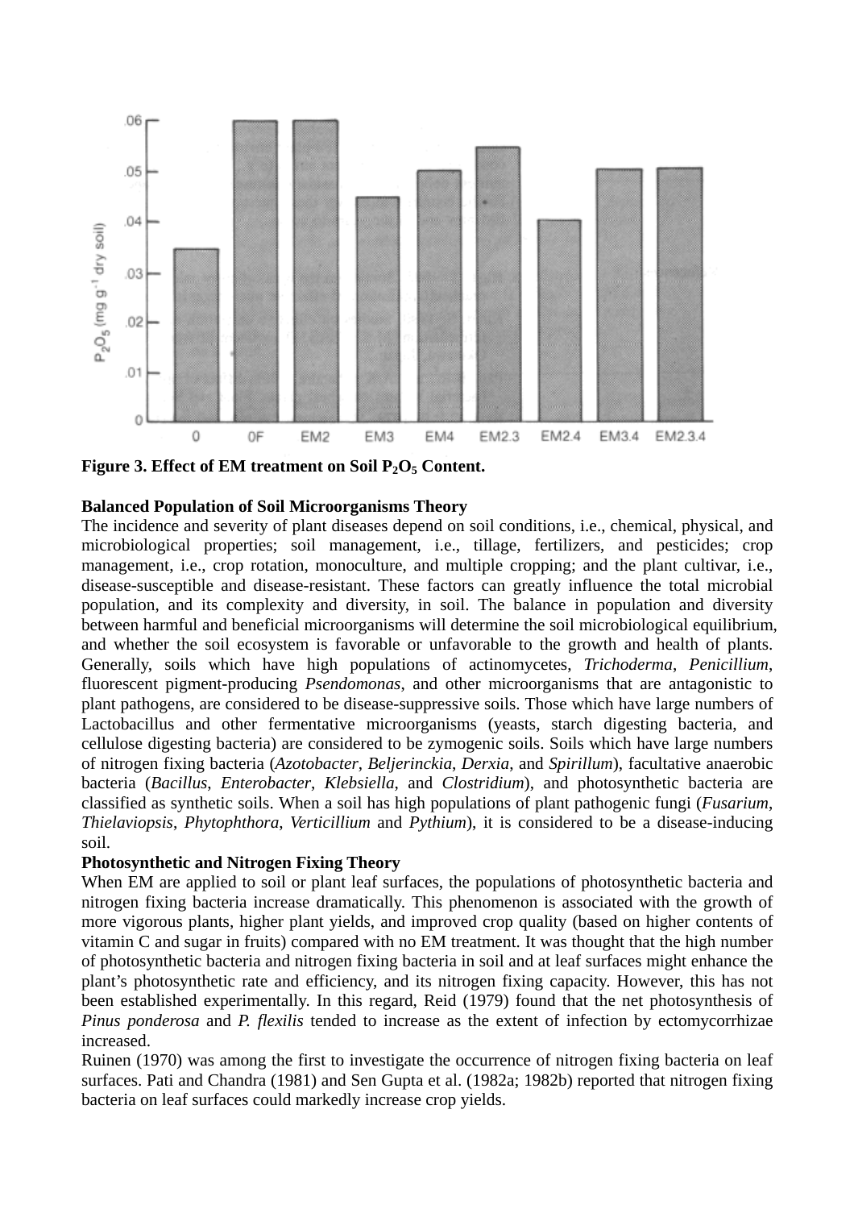**Figure 3. Effect of EM treatment on Soil $P_2O_5$ Content.**

**Balanced Population of Soil Microorganisms Theory**

The incidence and severity of plant diseases depend on soil conditions, i.e., chemical, physical, and microbiological properties; soil management, i.e., tillage, fertilizers, and pesticides; crop management, i.e., crop rotation, monoculture, and multiple cropping; and the plant cultivar, i.e., disease-susceptible and disease-resistant. These factors can greatly influence the total microbial population, and its complexity and diversity, in soil. The balance in population and diversity between harmful and beneficial microorganisms will determine the soil microbiological equilibrium, and whether the soil ecosystem is favorable or unfavorable to the growth and health of plants. Generally, soils which have high populations of actinomycetes, *Trichoderma*, *Penicillium*, fluorescent pigment-producing *Psendomonas*, and other microorganisms that are antagonistic to plant pathogens, are considered to be disease-suppressive soils. Those which have large numbers of Lactobacillus and other fermentative microorganisms (yeasts, starch digesting bacteria, and cellulose digesting bacteria) are considered to be zymogenic soils. Soils which have large numbers of nitrogen fixing bacteria (*Azotobacter*, *Beljerinckia*, *Derxia*, and *Spirillum*), facultative anaerobic bacteria (*Bacillus*, *Enterobacter*, *Klebsiella*, and *Clostridium*), and photosynthetic bacteria are classified as synthetic soils. When a soil has high populations of plant pathogenic fungi (*Fusarium*, *Thielaviopsis*, *Phytophthora*, *Verticillium* and *Pythium*), it is considered to be a disease-inducing soil.

**Photosynthetic and Nitrogen Fixing Theory**

When EM are applied to soil or plant leaf surfaces, the populations of photosynthetic bacteria and nitrogen fixing bacteria increase dramatically. This phenomenon is associated with the growth of more vigorous plants, higher plant yields, and improved crop quality (based on higher contents of vitamin C and sugar in fruits) compared with no EM treatment. It was thought that the high number of photosynthetic bacteria and nitrogen fixing bacteria in soil and at leaf surfaces might enhance the plant's photosynthetic rate and efficiency, and its nitrogen fixing capacity. However, this has not been established experimentally. In this regard, Reid (1979) found that the net photosynthesis of *Pinus ponderosa* and *P. flexilis* tended to increase as the extent of infection by ectomycorrhizae increased.

Ruinen (1970) was among the first to investigate the occurrence of nitrogen fixing bacteria on leaf surfaces. Pati and Chandra (1981) and Sen Gupta et al. (1982a; 1982b) reported that nitrogen fixing bacteria on leaf surfaces could markedly increase crop yields.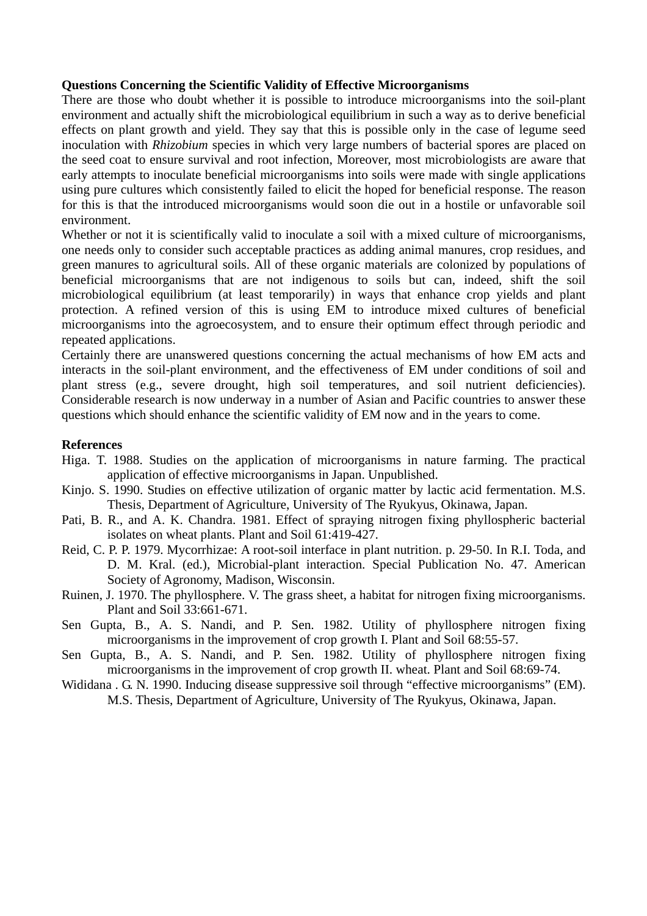**Questions Concerning the Scientific Validity of Effective Microorganisms**

There are those who doubt whether it is possible to introduce microorganisms into the soil-plant environment and actually shift the microbiological equilibrium in such a way as to derive beneficial effects on plant growth and yield. They say that this is possible only in the case of legume seed inoculation with *Rhizobium* species in which very large numbers of bacterial spores are placed on the seed coat to ensure survival and root infection, Moreover, most microbiologists are aware that early attempts to inoculate beneficial microorganisms into soils were made with single applications using pure cultures which consistently failed to elicit the hoped for beneficial response. The reason for this is that the introduced microorganisms would soon die out in a hostile or unfavorable soil environment.

Whether or not it is scientifically valid to inoculate a soil with a mixed culture of microorganisms, one needs only to consider such acceptable practices as adding animal manures, crop residues, and green manures to agricultural soils. All of these organic materials are colonized by populations of beneficial microorganisms that are not indigenous to soils but can, indeed, shift the soil microbiological equilibrium (at least temporarily) in ways that enhance crop yields and plant protection. A refined version of this is using EM to introduce mixed cultures of beneficial microorganisms into the agroecosystem, and to ensure their optimum effect through periodic and repeated applications.

Certainly there are unanswered questions concerning the actual mechanisms of how EM acts and interacts in the soil-plant environment, and the effectiveness of EM under conditions of soil and plant stress (e.g., severe drought, high soil temperatures, and soil nutrient deficiencies). Considerable research is now underway in a number of Asian and Pacific countries to answer these questions which should enhance the scientific validity of EM now and in the years to come.

**References**

Higa. T. 1988. Studies on the application of microorganisms in nature farming. The practical application of effective microorganisms in Japan. Unpublished.

Kinjo. S. 1990. Studies on effective utilization of organic matter by lactic acid fermentation. M.S. Thesis, Department of Agriculture, University of The Ryukyus, Okinawa, Japan.

Pati, B. R., and A. K. Chandra. 1981. Effect of spraying nitrogen fixing phyllospheric bacterial isolates on wheat plants. Plant and Soil 61:419-427.

Reid, C. P. P. 1979. Mycorrhizae: A root-soil interface in plant nutrition. p. 29-50. In R.I. Toda, and D. M. Kral. (ed.), Microbial-plant interaction. Special Publication No. 47. American Society of Agronomy, Madison, Wisconsin.

Ruinen, J. 1970. The phyllosphere. V. The grass sheet, a habitat for nitrogen fixing microorganisms. Plant and Soil 33:661-671.

Sen Gupta, B., A. S. Nandi, and P. Sen. 1982. Utility of phyllosphere nitrogen fixing microorganisms in the improvement of crop growth I. Plant and Soil 68:55-57.

Sen Gupta, B., A. S. Nandi, and P. Sen. 1982. Utility of phyllosphere nitrogen fixing microorganisms in the improvement of crop growth II. wheat. Plant and Soil 68:69-74.

Wididana . G. N. 1990. Inducing disease suppressive soil through "effective microorganisms" (EM). M.S. Thesis, Department of Agriculture, University of The Ryukyus, Okinawa, Japan.